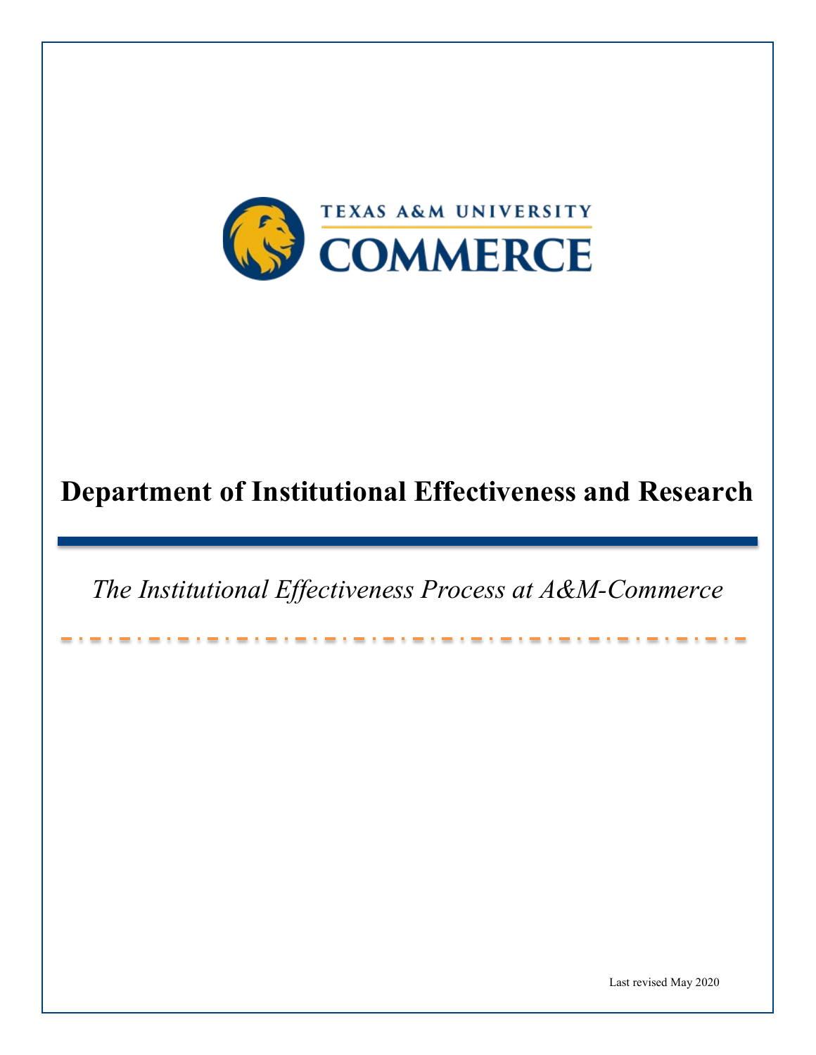TEXAS A&M UNIVERSITY

COMMERCE

# Department of Institutional Effectiveness and Research

*The Institutional Effectiveness Process at A&M-Commerce*

Last revised May 2020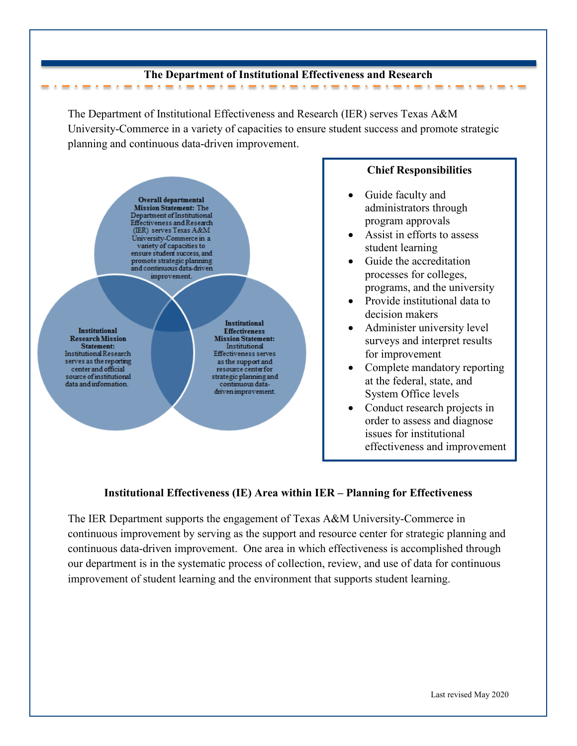## The Department of Institutional Effectiveness and Research

The Department of Institutional Effectiveness and Research (IER) serves Texas A&M University-Commerce in a variety of capacities to ensure student success and promote strategic planning and continuous data-driven improvement.

**Overall departmental Mission Statement:** The Department of Institutional Effectiveness and Research (IER) serves Texas A&M University-Commerce in a variety of capacities to ensure student success, and promote strategic planning and continuous data-driven improvement.

**Institutional Research Mission Statement:** Institutional Research serves as the reporting center and official source of institutional data and information.

**Institutional Effectiveness Mission Statement:** Institutional Effectiveness serves as the support and resource center for strategic planning and continuous data-driven improvement.

**Chief Responsibilities**

- Guide faculty and administrators through program approvals
- Assist in efforts to assess student learning
- Guide the accreditation processes for colleges, programs, and the university
- Provide institutional data to decision makers
- Administer university level surveys and interpret results for improvement
- Complete mandatory reporting at the federal, state, and System Office levels
- Conduct research projects in order to assess and diagnose issues for institutional effectiveness and improvement

### Institutional Effectiveness (IE) Area within IER – Planning for Effectiveness

The IER Department supports the engagement of Texas A&M University-Commerce in continuous improvement by serving as the support and resource center for strategic planning and continuous data-driven improvement. One area in which effectiveness is accomplished through our department is in the systematic process of collection, review, and use of data for continuous improvement of student learning and the environment that supports student learning.

Last revised May 2020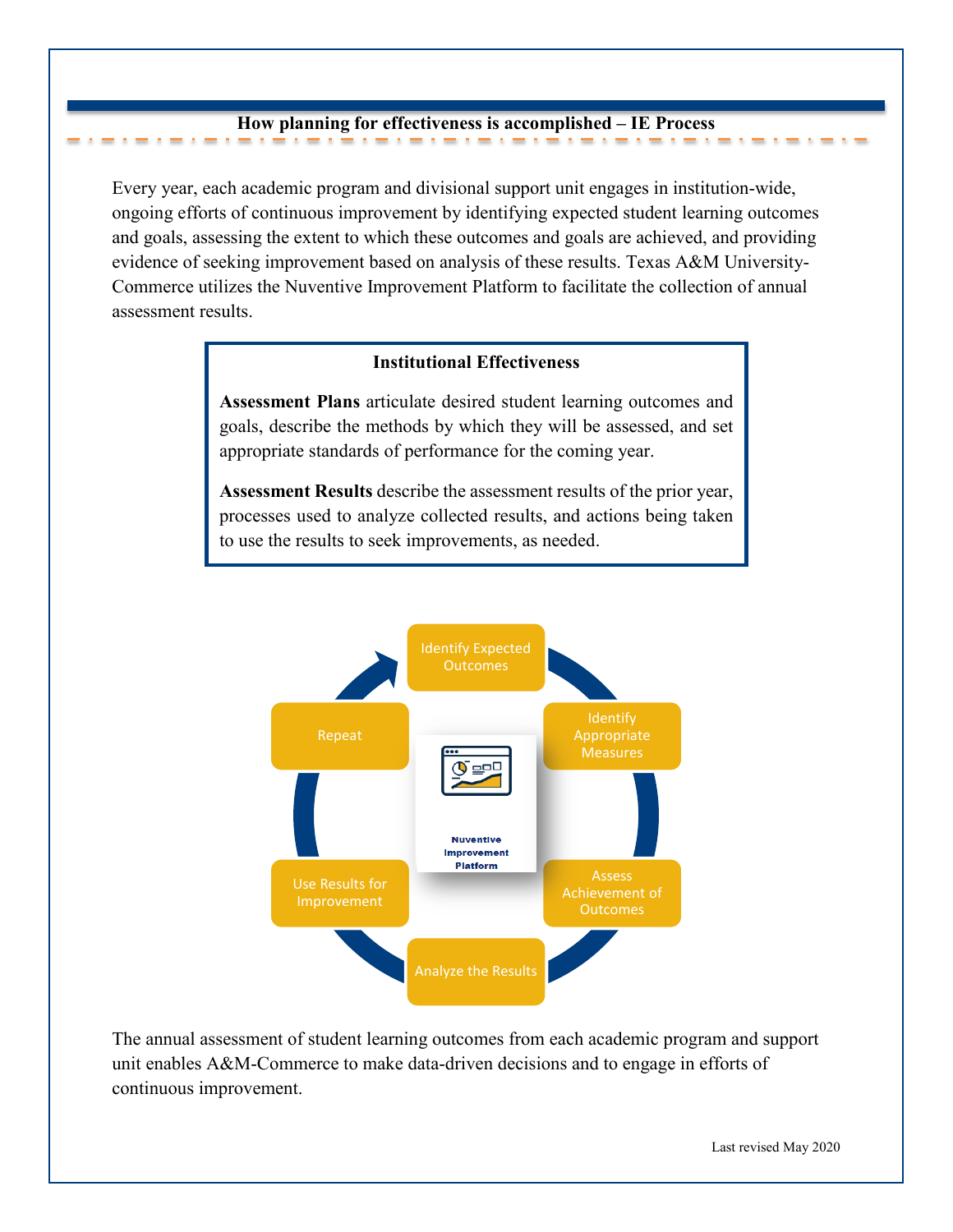## How planning for effectiveness is accomplished – IE Process

Every year, each academic program and divisional support unit engages in institution-wide, ongoing efforts of continuous improvement by identifying expected student learning outcomes and goals, assessing the extent to which these outcomes and goals are achieved, and providing evidence of seeking improvement based on analysis of these results. Texas A&M University-Commerce utilizes the Nuventive Improvement Platform to facilitate the collection of annual assessment results.

**Institutional Effectiveness**

**Assessment Plans** articulate desired student learning outcomes and goals, describe the methods by which they will be assessed, and set appropriate standards of performance for the coming year.

**Assessment Results** describe the assessment results of the prior year, processes used to analyze collected results, and actions being taken to use the results to seek improvements, as needed.

Identify Expected Outcomes

Identify Appropriate Measures

Assess Achievement of Outcomes

Analyze the Results

Use Results for Improvement

Repeat

Nuventive Improvement Platform

The annual assessment of student learning outcomes from each academic program and support unit enables A&M-Commerce to make data-driven decisions and to engage in efforts of continuous improvement.

Last revised May 2020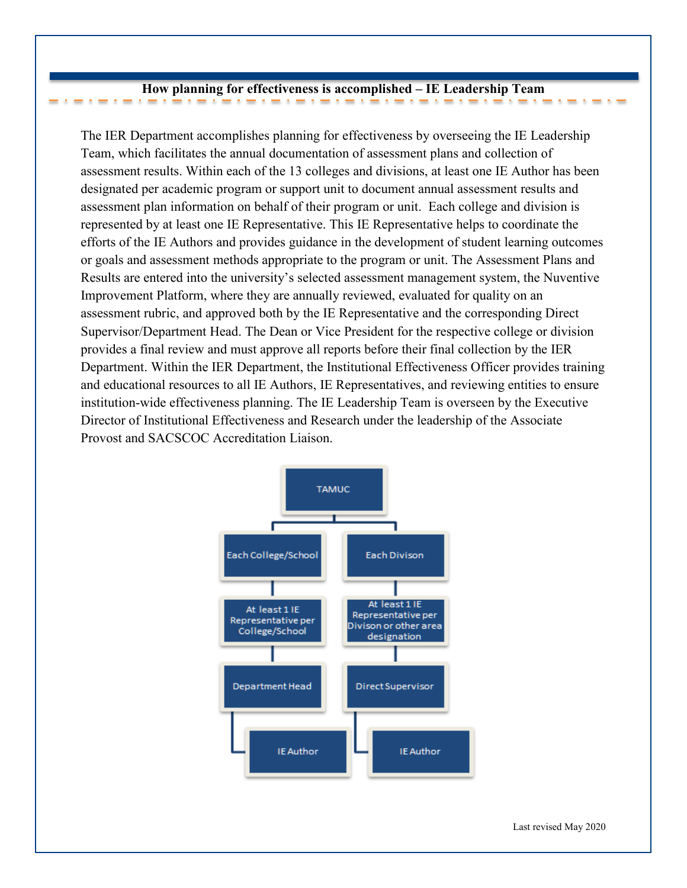## How planning for effectiveness is accomplished – IE Leadership Team

The IER Department accomplishes planning for effectiveness by overseeing the IE Leadership Team, which facilitates the annual documentation of assessment plans and collection of assessment results. Within each of the 13 colleges and divisions, at least one IE Author has been designated per academic program or support unit to document annual assessment results and assessment plan information on behalf of their program or unit. Each college and division is represented by at least one IE Representative. This IE Representative helps to coordinate the efforts of the IE Authors and provides guidance in the development of student learning outcomes or goals and assessment methods appropriate to the program or unit. The Assessment Plans and Results are entered into the university's selected assessment management system, the Nuventive Improvement Platform, where they are annually reviewed, evaluated for quality on an assessment rubric, and approved both by the IE Representative and the corresponding Direct Supervisor/Department Head. The Dean or Vice President for the respective college or division provides a final review and must approve all reports before their final collection by the IER Department. Within the IER Department, the Institutional Effectiveness Officer provides training and educational resources to all IE Authors, IE Representatives, and reviewing entities to ensure institution-wide effectiveness planning. The IE Leadership Team is overseen by the Executive Director of Institutional Effectiveness and Research under the leadership of the Associate Provost and SACSCOC Accreditation Liaison.

TAMUC

Each College/School

At least 1 IE Representative per College/School

Department Head

IE Author

Each Divison

At least 1 IE Representative per Divison or other area designation

Direct Supervisor

IE Author